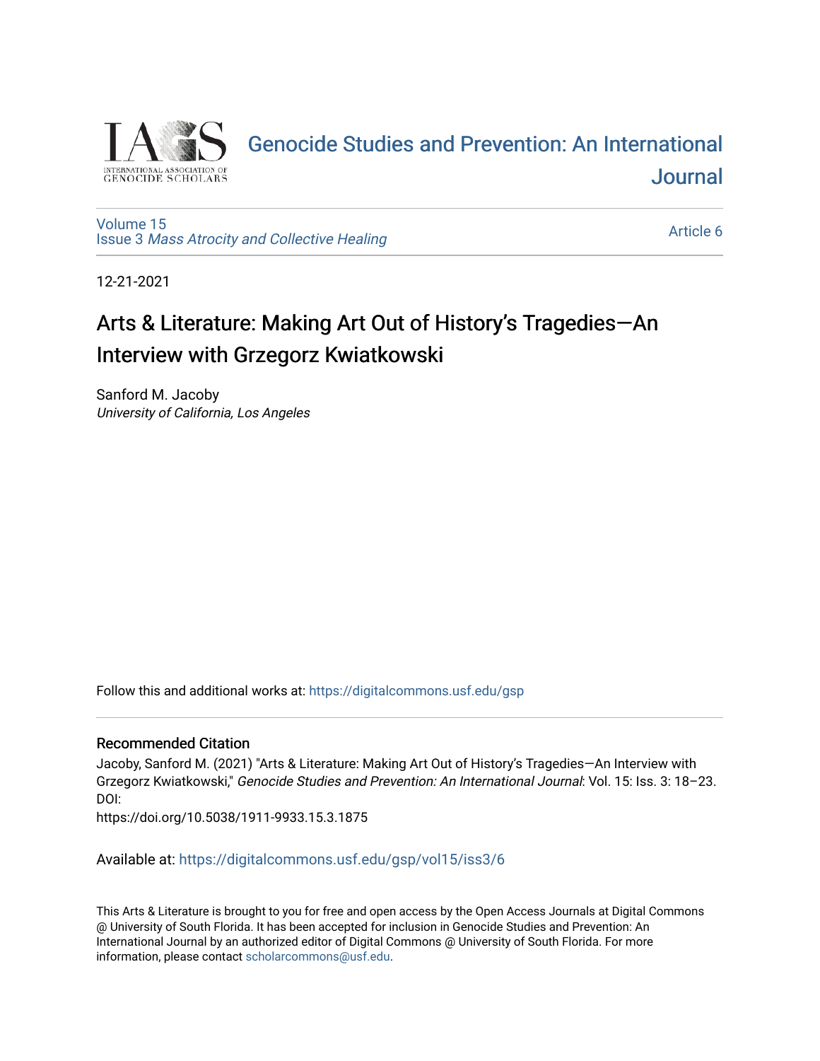# Genocide Studies and Prevention: An International Journal

Volume 15
Issue 3 *Mass Atrocity and Collective Healing*

Article 6

12-21-2021

## Arts & Literature: Making Art Out of History's Tragedies—An Interview with Grzegorz Kwiatkowski

Sanford M. Jacoby
*University of California, Los Angeles*

Follow this and additional works at: https://digitalcommons.usf.edu/gsp

### Recommended Citation

Jacoby, Sanford M. (2021) "Arts & Literature: Making Art Out of History's Tragedies—An Interview with Grzegorz Kwiatkowski," *Genocide Studies and Prevention: An International Journal*: Vol. 15: Iss. 3: 18–23.
DOI:
https://doi.org/10.5038/1911-9933.15.3.1875

Available at: https://digitalcommons.usf.edu/gsp/vol15/iss3/6

This Arts & Literature is brought to you for free and open access by the Open Access Journals at Digital Commons @ University of South Florida. It has been accepted for inclusion in Genocide Studies and Prevention: An International Journal by an authorized editor of Digital Commons @ University of South Florida. For more information, please contact scholarcommons@usf.edu.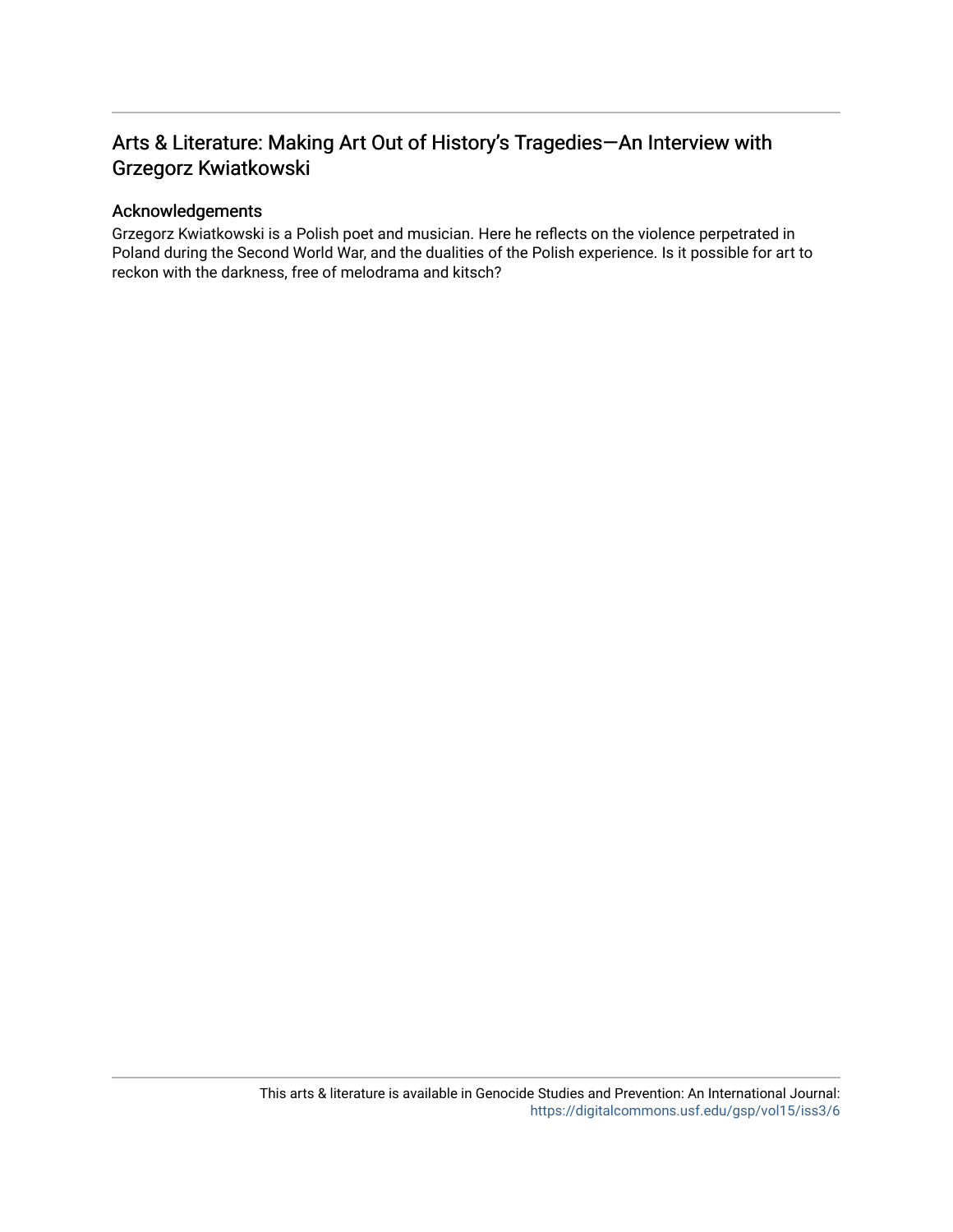# Arts & Literature: Making Art Out of History's Tragedies—An Interview with Grzegorz Kwiatkowski

## Acknowledgements

Grzegorz Kwiatkowski is a Polish poet and musician. Here he reflects on the violence perpetrated in Poland during the Second World War, and the dualities of the Polish experience. Is it possible for art to reckon with the darkness, free of melodrama and kitsch?

This arts & literature is available in Genocide Studies and Prevention: An International Journal: https://digitalcommons.usf.edu/gsp/vol15/iss3/6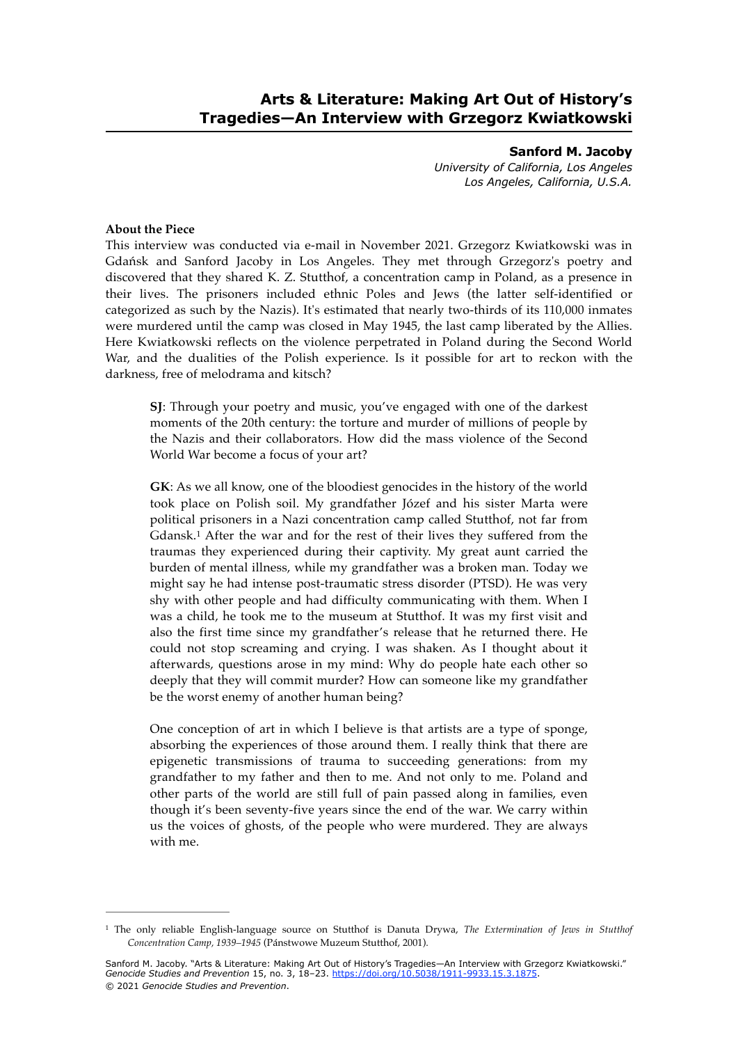# Arts & Literature: Making Art Out of History's Tragedies—An Interview with Grzegorz Kwiatkowski

**Sanford M. Jacoby**
*University of California, Los Angeles*
*Los Angeles, California, U.S.A.*

**About the Piece**

This interview was conducted via e-mail in November 2021. Grzegorz Kwiatkowski was in Gdańsk and Sanford Jacoby in Los Angeles. They met through Grzegorz's poetry and discovered that they shared K. Z. Stutthof, a concentration camp in Poland, as a presence in their lives. The prisoners included ethnic Poles and Jews (the latter self-identified or categorized as such by the Nazis). It's estimated that nearly two-thirds of its 110,000 inmates were murdered until the camp was closed in May 1945, the last camp liberated by the Allies. Here Kwiatkowski reflects on the violence perpetrated in Poland during the Second World War, and the dualities of the Polish experience. Is it possible for art to reckon with the darkness, free of melodrama and kitsch?

> **SJ**: Through your poetry and music, you've engaged with one of the darkest moments of the 20th century: the torture and murder of millions of people by the Nazis and their collaborators. How did the mass violence of the Second World War become a focus of your art?
>
> **GK**: As we all know, one of the bloodiest genocides in the history of the world took place on Polish soil. My grandfather Józef and his sister Marta were political prisoners in a Nazi concentration camp called Stutthof, not far from Gdansk.[1] After the war and for the rest of their lives they suffered from the traumas they experienced during their captivity. My great aunt carried the burden of mental illness, while my grandfather was a broken man. Today we might say he had intense post-traumatic stress disorder (PTSD). He was very shy with other people and had difficulty communicating with them. When I was a child, he took me to the museum at Stutthof. It was my first visit and also the first time since my grandfather's release that he returned there. He could not stop screaming and crying. I was shaken. As I thought about it afterwards, questions arose in my mind: Why do people hate each other so deeply that they will commit murder? How can someone like my grandfather be the worst enemy of another human being?
>
> One conception of art in which I believe is that artists are a type of sponge, absorbing the experiences of those around them. I really think that there are epigenetic transmissions of trauma to succeeding generations: from my grandfather to my father and then to me. And not only to me. Poland and other parts of the world are still full of pain passed along in families, even though it's been seventy-five years since the end of the war. We carry within us the voices of ghosts, of the people who were murdered. They are always with me.

---

[1] The only reliable English-language source on Stutthof is Danuta Drywa, *The Extermination of Jews in Stutthof Concentration Camp, 1939–1945* (Pánstwowe Muzeum Stutthof, 2001).

Sanford M. Jacoby. "Arts & Literature: Making Art Out of History's Tragedies—An Interview with Grzegorz Kwiatkowski." *Genocide Studies and Prevention* 15, no. 3, 18–23. https://doi.org/10.5038/1911-9933.15.3.1875.
© 2021 *Genocide Studies and Prevention*.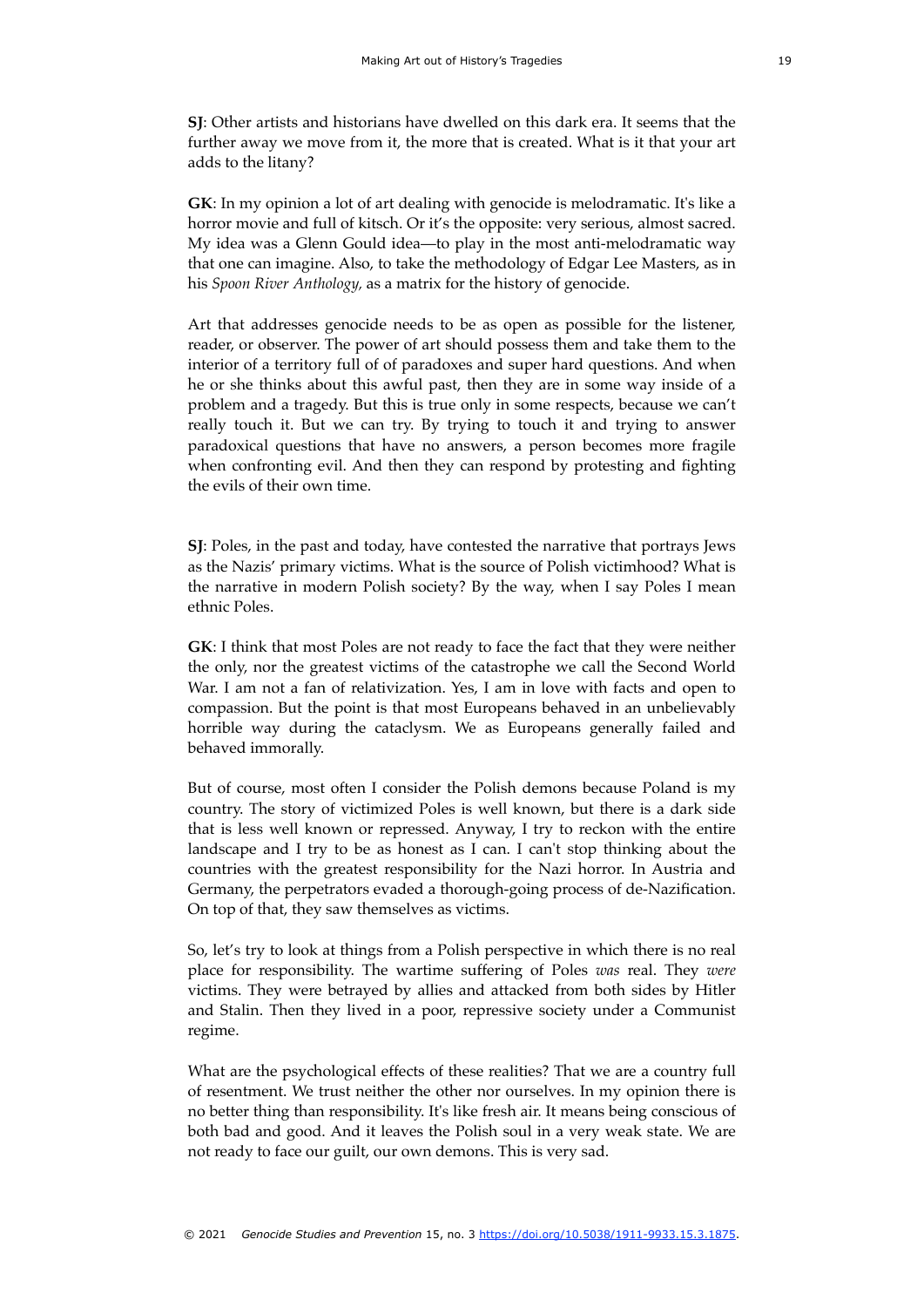**SJ**: Other artists and historians have dwelled on this dark era. It seems that the further away we move from it, the more that is created. What is it that your art adds to the litany?

**GK**: In my opinion a lot of art dealing with genocide is melodramatic. It's like a horror movie and full of kitsch. Or it's the opposite: very serious, almost sacred. My idea was a Glenn Gould idea—to play in the most anti-melodramatic way that one can imagine. Also, to take the methodology of Edgar Lee Masters, as in his *Spoon River Anthology,* as a matrix for the history of genocide.

Art that addresses genocide needs to be as open as possible for the listener, reader, or observer. The power of art should possess them and take them to the interior of a territory full of of paradoxes and super hard questions. And when he or she thinks about this awful past, then they are in some way inside of a problem and a tragedy. But this is true only in some respects, because we can't really touch it. But we can try. By trying to touch it and trying to answer paradoxical questions that have no answers, a person becomes more fragile when confronting evil. And then they can respond by protesting and fighting the evils of their own time.

**SJ**: Poles, in the past and today, have contested the narrative that portrays Jews as the Nazis' primary victims. What is the source of Polish victimhood? What is the narrative in modern Polish society? By the way, when I say Poles I mean ethnic Poles.

**GK**: I think that most Poles are not ready to face the fact that they were neither the only, nor the greatest victims of the catastrophe we call the Second World War. I am not a fan of relativization. Yes, I am in love with facts and open to compassion. But the point is that most Europeans behaved in an unbelievably horrible way during the cataclysm. We as Europeans generally failed and behaved immorally.

But of course, most often I consider the Polish demons because Poland is my country. The story of victimized Poles is well known, but there is a dark side that is less well known or repressed. Anyway, I try to reckon with the entire landscape and I try to be as honest as I can. I can't stop thinking about the countries with the greatest responsibility for the Nazi horror. In Austria and Germany, the perpetrators evaded a thorough-going process of de-Nazification. On top of that, they saw themselves as victims.

So, let's try to look at things from a Polish perspective in which there is no real place for responsibility. The wartime suffering of Poles *was* real. They *were* victims. They were betrayed by allies and attacked from both sides by Hitler and Stalin. Then they lived in a poor, repressive society under a Communist regime.

What are the psychological effects of these realities? That we are a country full of resentment. We trust neither the other nor ourselves. In my opinion there is no better thing than responsibility. It's like fresh air. It means being conscious of both bad and good. And it leaves the Polish soul in a very weak state. We are not ready to face our guilt, our own demons. This is very sad.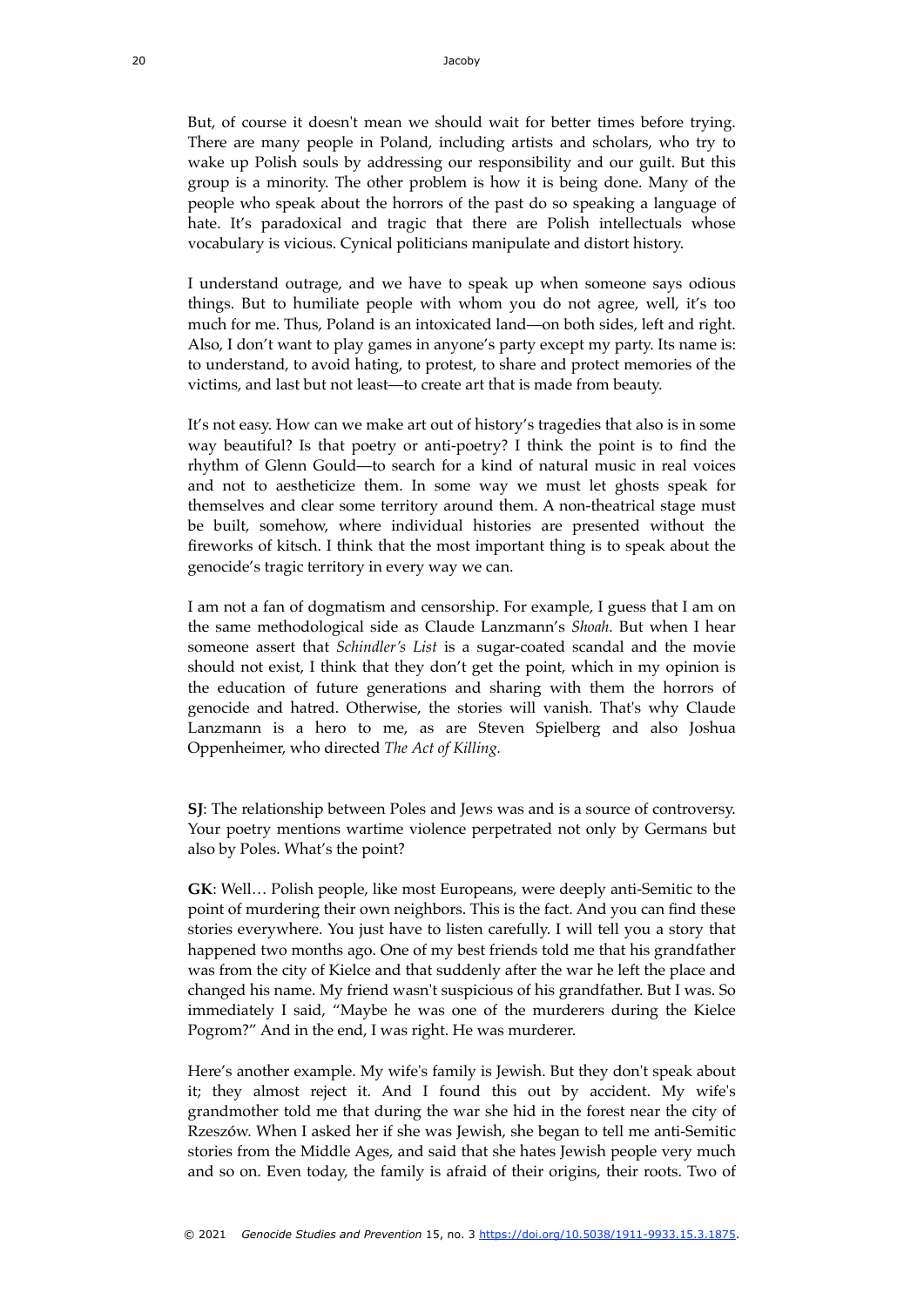But, of course it doesn't mean we should wait for better times before trying. There are many people in Poland, including artists and scholars, who try to wake up Polish souls by addressing our responsibility and our guilt. But this group is a minority. The other problem is how it is being done. Many of the people who speak about the horrors of the past do so speaking a language of hate. It's paradoxical and tragic that there are Polish intellectuals whose vocabulary is vicious. Cynical politicians manipulate and distort history.

I understand outrage, and we have to speak up when someone says odious things. But to humiliate people with whom you do not agree, well, it's too much for me. Thus, Poland is an intoxicated land—on both sides, left and right. Also, I don't want to play games in anyone's party except my party. Its name is: to understand, to avoid hating, to protest, to share and protect memories of the victims, and last but not least—to create art that is made from beauty.

It's not easy. How can we make art out of history's tragedies that also is in some way beautiful? Is that poetry or anti-poetry? I think the point is to find the rhythm of Glenn Gould—to search for a kind of natural music in real voices and not to aestheticize them. In some way we must let ghosts speak for themselves and clear some territory around them. A non-theatrical stage must be built, somehow, where individual histories are presented without the fireworks of kitsch. I think that the most important thing is to speak about the genocide's tragic territory in every way we can.

I am not a fan of dogmatism and censorship. For example, I guess that I am on the same methodological side as Claude Lanzmann's *Shoah.* But when I hear someone assert that *Schindler's List* is a sugar-coated scandal and the movie should not exist, I think that they don't get the point, which in my opinion is the education of future generations and sharing with them the horrors of genocide and hatred. Otherwise, the stories will vanish. That's why Claude Lanzmann is a hero to me, as are Steven Spielberg and also Joshua Oppenheimer, who directed *The Act of Killing.*

**SJ**: The relationship between Poles and Jews was and is a source of controversy. Your poetry mentions wartime violence perpetrated not only by Germans but also by Poles. What's the point?

**GK**: Well… Polish people, like most Europeans, were deeply anti-Semitic to the point of murdering their own neighbors. This is the fact. And you can find these stories everywhere. You just have to listen carefully. I will tell you a story that happened two months ago. One of my best friends told me that his grandfather was from the city of Kielce and that suddenly after the war he left the place and changed his name. My friend wasn't suspicious of his grandfather. But I was. So immediately I said, "Maybe he was one of the murderers during the Kielce Pogrom?" And in the end, I was right. He was murderer.

Here's another example. My wife's family is Jewish. But they don't speak about it; they almost reject it. And I found this out by accident. My wife's grandmother told me that during the war she hid in the forest near the city of Rzeszów. When I asked her if she was Jewish, she began to tell me anti-Semitic stories from the Middle Ages, and said that she hates Jewish people very much and so on. Even today, the family is afraid of their origins, their roots. Two of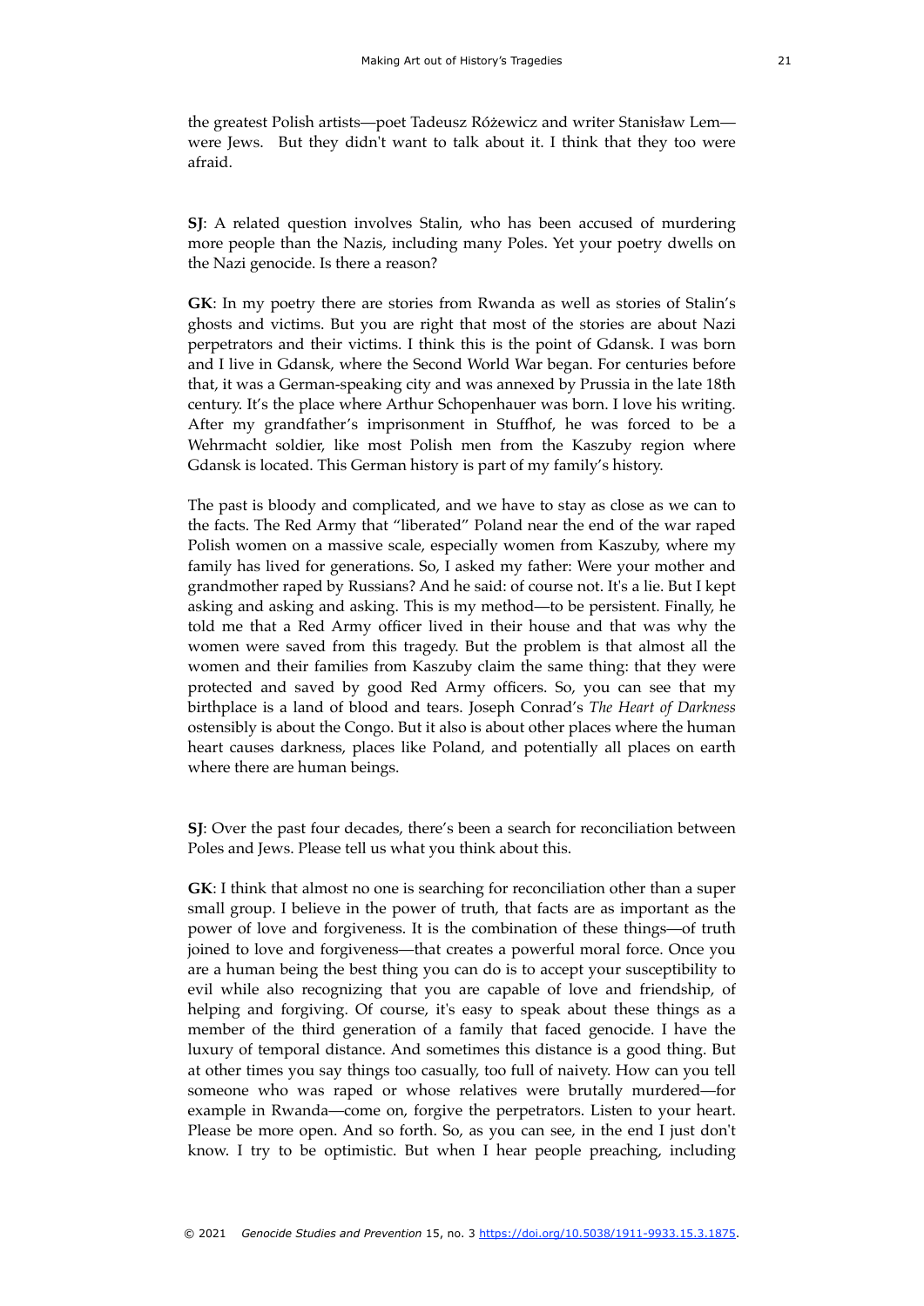the greatest Polish artists—poet Tadeusz Różewicz and writer Stanisław Lem—were Jews. But they didn't want to talk about it. I think that they too were afraid.

**SJ**: A related question involves Stalin, who has been accused of murdering more people than the Nazis, including many Poles. Yet your poetry dwells on the Nazi genocide. Is there a reason?

**GK**: In my poetry there are stories from Rwanda as well as stories of Stalin's ghosts and victims. But you are right that most of the stories are about Nazi perpetrators and their victims. I think this is the point of Gdansk. I was born and I live in Gdansk, where the Second World War began. For centuries before that, it was a German-speaking city and was annexed by Prussia in the late 18th century. It's the place where Arthur Schopenhauer was born. I love his writing. After my grandfather's imprisonment in Stuffhof, he was forced to be a Wehrmacht soldier, like most Polish men from the Kaszuby region where Gdansk is located. This German history is part of my family's history.

The past is bloody and complicated, and we have to stay as close as we can to the facts. The Red Army that "liberated" Poland near the end of the war raped Polish women on a massive scale, especially women from Kaszuby, where my family has lived for generations. So, I asked my father: Were your mother and grandmother raped by Russians? And he said: of course not. It's a lie. But I kept asking and asking and asking. This is my method—to be persistent. Finally, he told me that a Red Army officer lived in their house and that was why the women were saved from this tragedy. But the problem is that almost all the women and their families from Kaszuby claim the same thing: that they were protected and saved by good Red Army officers. So, you can see that my birthplace is a land of blood and tears. Joseph Conrad's *The Heart of Darkness* ostensibly is about the Congo. But it also is about other places where the human heart causes darkness, places like Poland, and potentially all places on earth where there are human beings.

**SJ**: Over the past four decades, there's been a search for reconciliation between Poles and Jews. Please tell us what you think about this.

**GK**: I think that almost no one is searching for reconciliation other than a super small group. I believe in the power of truth, that facts are as important as the power of love and forgiveness. It is the combination of these things—of truth joined to love and forgiveness—that creates a powerful moral force. Once you are a human being the best thing you can do is to accept your susceptibility to evil while also recognizing that you are capable of love and friendship, of helping and forgiving. Of course, it's easy to speak about these things as a member of the third generation of a family that faced genocide. I have the luxury of temporal distance. And sometimes this distance is a good thing. But at other times you say things too casually, too full of naivety. How can you tell someone who was raped or whose relatives were brutally murdered—for example in Rwanda—come on, forgive the perpetrators. Listen to your heart. Please be more open. And so forth. So, as you can see, in the end I just don't know. I try to be optimistic. But when I hear people preaching, including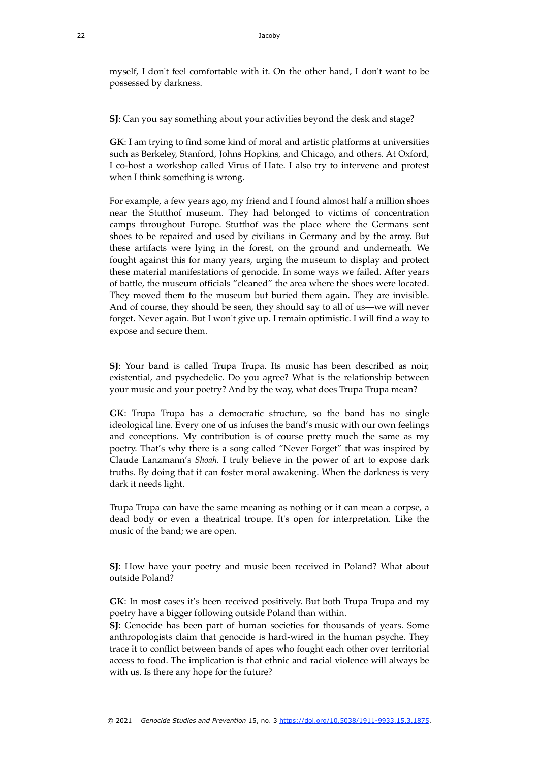myself, I don't feel comfortable with it. On the other hand, I don't want to be possessed by darkness.

**SJ**: Can you say something about your activities beyond the desk and stage?

**GK**: I am trying to find some kind of moral and artistic platforms at universities such as Berkeley, Stanford, Johns Hopkins, and Chicago, and others. At Oxford, I co-host a workshop called Virus of Hate. I also try to intervene and protest when I think something is wrong.

For example, a few years ago, my friend and I found almost half a million shoes near the Stutthof museum. They had belonged to victims of concentration camps throughout Europe. Stutthof was the place where the Germans sent shoes to be repaired and used by civilians in Germany and by the army. But these artifacts were lying in the forest, on the ground and underneath. We fought against this for many years, urging the museum to display and protect these material manifestations of genocide. In some ways we failed. After years of battle, the museum officials "cleaned" the area where the shoes were located. They moved them to the museum but buried them again. They are invisible. And of course, they should be seen, they should say to all of us—we will never forget. Never again. But I won't give up. I remain optimistic. I will find a way to expose and secure them.

**SJ**: Your band is called Trupa Trupa. Its music has been described as noir, existential, and psychedelic. Do you agree? What is the relationship between your music and your poetry? And by the way, what does Trupa Trupa mean?

**GK**: Trupa Trupa has a democratic structure, so the band has no single ideological line. Every one of us infuses the band's music with our own feelings and conceptions. My contribution is of course pretty much the same as my poetry. That's why there is a song called "Never Forget" that was inspired by Claude Lanzmann's *Shoah*. I truly believe in the power of art to expose dark truths. By doing that it can foster moral awakening. When the darkness is very dark it needs light.

Trupa Trupa can have the same meaning as nothing or it can mean a corpse, a dead body or even a theatrical troupe. It's open for interpretation. Like the music of the band; we are open.

**SJ**: How have your poetry and music been received in Poland? What about outside Poland?

**GK**: In most cases it's been received positively. But both Trupa Trupa and my poetry have a bigger following outside Poland than within.

**SJ**: Genocide has been part of human societies for thousands of years. Some anthropologists claim that genocide is hard-wired in the human psyche. They trace it to conflict between bands of apes who fought each other over territorial access to food. The implication is that ethnic and racial violence will always be with us. Is there any hope for the future?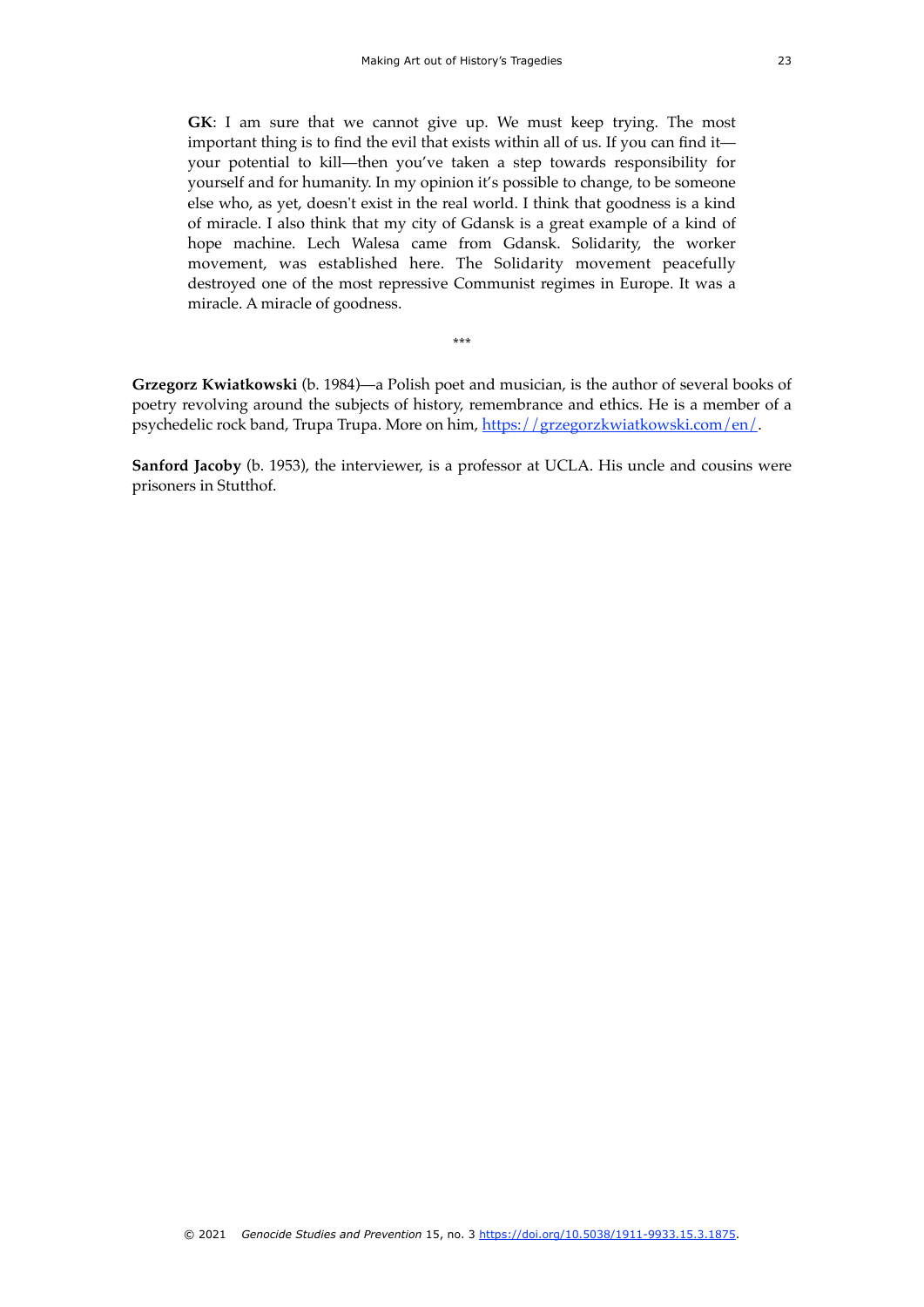**GK**: I am sure that we cannot give up. We must keep trying. The most important thing is to find the evil that exists within all of us. If you can find it—your potential to kill—then you've taken a step towards responsibility for yourself and for humanity. In my opinion it's possible to change, to be someone else who, as yet, doesn't exist in the real world. I think that goodness is a kind of miracle. I also think that my city of Gdansk is a great example of a kind of hope machine. Lech Walesa came from Gdansk. Solidarity, the worker movement, was established here. The Solidarity movement peacefully destroyed one of the most repressive Communist regimes in Europe. It was a miracle. A miracle of goodness.

\*\*\*

**Grzegorz Kwiatkowski** (b. 1984)—a Polish poet and musician, is the author of several books of poetry revolving around the subjects of history, remembrance and ethics. He is a member of a psychedelic rock band, Trupa Trupa. More on him, [https://grzegorzkwiatkowski.com/en/](https://grzegorzkwiatkowski.com/en/).

**Sanford Jacoby** (b. 1953), the interviewer, is a professor at UCLA. His uncle and cousins were prisoners in Stutthof.